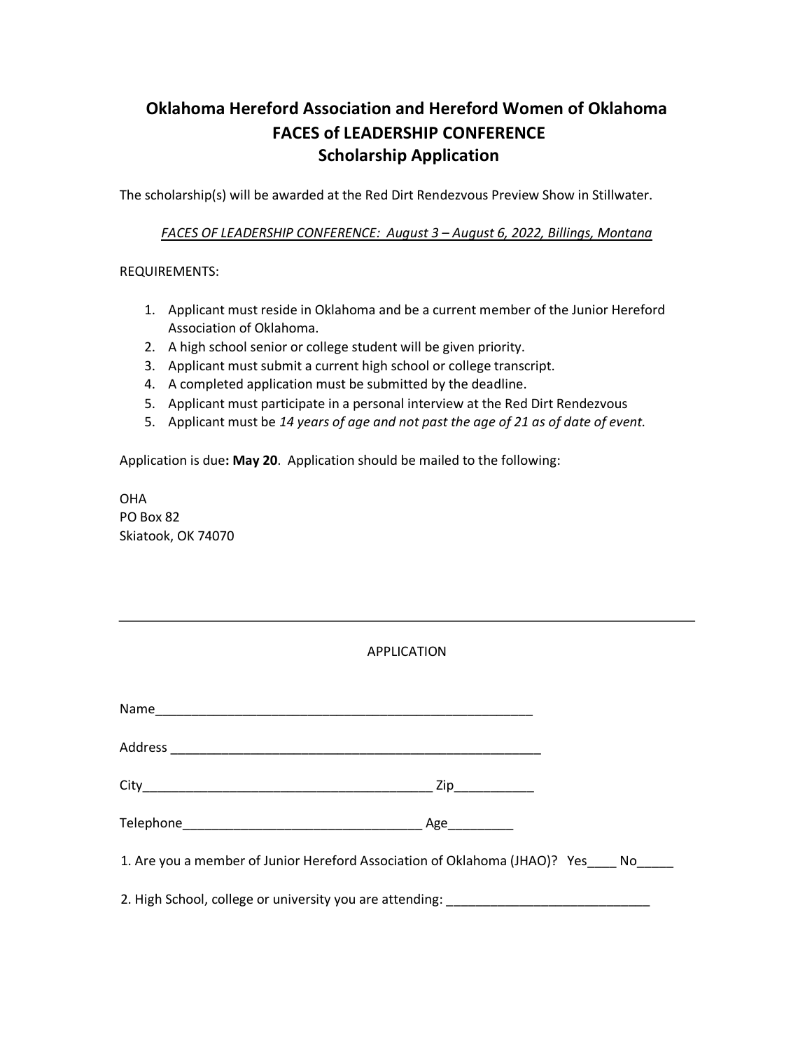# Oklahoma Hereford Association and Hereford Women of Oklahoma
# FACES of LEADERSHIP CONFERENCE
# Scholarship Application

The scholarship(s) will be awarded at the Red Dirt Rendezvous Preview Show in Stillwater.

*FACES OF LEADERSHIP CONFERENCE: August 3 – August 6, 2022, Billings, Montana*

REQUIREMENTS:

1. Applicant must reside in Oklahoma and be a current member of the Junior Hereford Association of Oklahoma.
2. A high school senior or college student will be given priority.
3. Applicant must submit a current high school or college transcript.
4. A completed application must be submitted by the deadline.
5. Applicant must participate in a personal interview at the Red Dirt Rendezvous
5. Applicant must be *14 years of age and not past the age of 21 as of date of event.*

Application is due**: May 20**. Application should be mailed to the following:

OHA
PO Box 82
Skiatook, OK 74070

---

APPLICATION

Name_____________________________________________________

Address ____________________________________________________

City________________________________________ Zip___________

Telephone_________________________________ Age_________

1. Are you a member of Junior Hereford Association of Oklahoma (JHAO)? Yes____ No_____

2. High School, college or university you are attending: ____________________________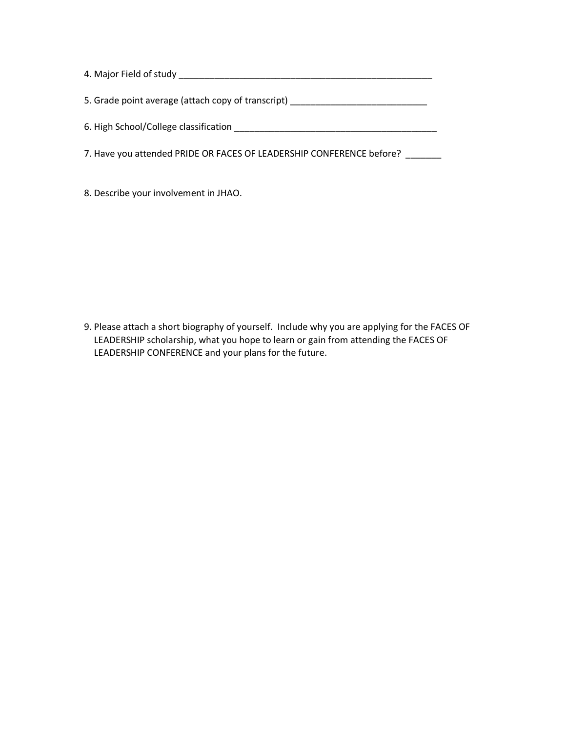4. Major Field of study _____________________________________________________

5. Grade point average (attach copy of transcript) ___________________________

6. High School/College classification _________________________________________

7. Have you attended PRIDE OR FACES OF LEADERSHIP CONFERENCE before? _______

8. Describe your involvement in JHAO.

9. Please attach a short biography of yourself. Include why you are applying for the FACES OF LEADERSHIP scholarship, what you hope to learn or gain from attending the FACES OF LEADERSHIP CONFERENCE and your plans for the future.